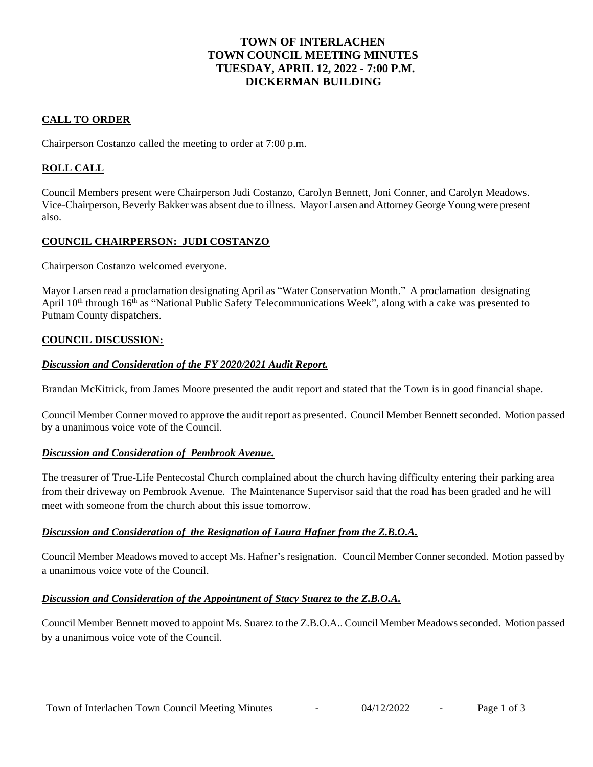# TOWN OF INTERLACHEN
# TOWN COUNCIL MEETING MINUTES
# TUESDAY, APRIL 12, 2022 - 7:00 P.M.
# DICKERMAN BUILDING

## CALL TO ORDER

Chairperson Costanzo called the meeting to order at 7:00 p.m.

## ROLL CALL

Council Members present were Chairperson Judi Costanzo, Carolyn Bennett, Joni Conner, and Carolyn Meadows. Vice-Chairperson, Beverly Bakker was absent due to illness. Mayor Larsen and Attorney George Young were present also.

## COUNCIL CHAIRPERSON: JUDI COSTANZO

Chairperson Costanzo welcomed everyone.

Mayor Larsen read a proclamation designating April as "Water Conservation Month." A proclamation designating April 10th through 16th as "National Public Safety Telecommunications Week", along with a cake was presented to Putnam County dispatchers.

## COUNCIL DISCUSSION:

### *Discussion and Consideration of the FY 2020/2021 Audit Report.*

Brandan McKitrick, from James Moore presented the audit report and stated that the Town is in good financial shape.

Council Member Conner moved to approve the audit report as presented. Council Member Bennett seconded. Motion passed by a unanimous voice vote of the Council.

### *Discussion and Consideration of Pembrook Avenue.*

The treasurer of True-Life Pentecostal Church complained about the church having difficulty entering their parking area from their driveway on Pembrook Avenue. The Maintenance Supervisor said that the road has been graded and he will meet with someone from the church about this issue tomorrow.

### *Discussion and Consideration of the Resignation of Laura Hafner from the Z.B.O.A.*

Council Member Meadows moved to accept Ms. Hafner's resignation. Council Member Conner seconded. Motion passed by a unanimous voice vote of the Council.

### *Discussion and Consideration of the Appointment of Stacy Suarez to the Z.B.O.A.*

Council Member Bennett moved to appoint Ms. Suarez to the Z.B.O.A.. Council Member Meadows seconded. Motion passed by a unanimous voice vote of the Council.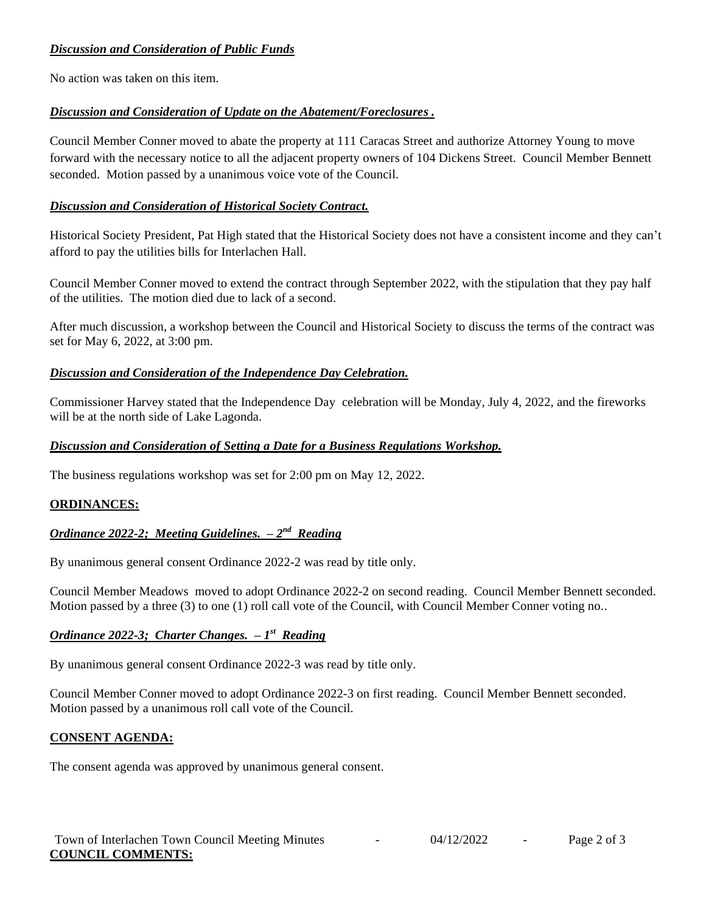***Discussion and Consideration of Public Funds***

No action was taken on this item.

***Discussion and Consideration of Update on the Abatement/Foreclosures .***

Council Member Conner moved to abate the property at 111 Caracas Street and authorize Attorney Young to move forward with the necessary notice to all the adjacent property owners of 104 Dickens Street. Council Member Bennett seconded. Motion passed by a unanimous voice vote of the Council.

***Discussion and Consideration of Historical Society Contract.***

Historical Society President, Pat High stated that the Historical Society does not have a consistent income and they can't afford to pay the utilities bills for Interlachen Hall.

Council Member Conner moved to extend the contract through September 2022, with the stipulation that they pay half of the utilities. The motion died due to lack of a second.

After much discussion, a workshop between the Council and Historical Society to discuss the terms of the contract was set for May 6, 2022, at 3:00 pm.

***Discussion and Consideration of the Independence Day Celebration.***

Commissioner Harvey stated that the Independence Day celebration will be Monday, July 4, 2022, and the fireworks will be at the north side of Lake Lagonda.

***Discussion and Consideration of Setting a Date for a Business Regulations Workshop.***

The business regulations workshop was set for 2:00 pm on May 12, 2022.

**ORDINANCES:**

***Ordinance 2022-2; Meeting Guidelines. – 2nd Reading***

By unanimous general consent Ordinance 2022-2 was read by title only.

Council Member Meadows moved to adopt Ordinance 2022-2 on second reading. Council Member Bennett seconded. Motion passed by a three (3) to one (1) roll call vote of the Council, with Council Member Conner voting no..

***Ordinance 2022-3; Charter Changes. – 1st Reading***

By unanimous general consent Ordinance 2022-3 was read by title only.

Council Member Conner moved to adopt Ordinance 2022-3 on first reading. Council Member Bennett seconded. Motion passed by a unanimous roll call vote of the Council.

**CONSENT AGENDA:**

The consent agenda was approved by unanimous general consent.

**COUNCIL COMMENTS:**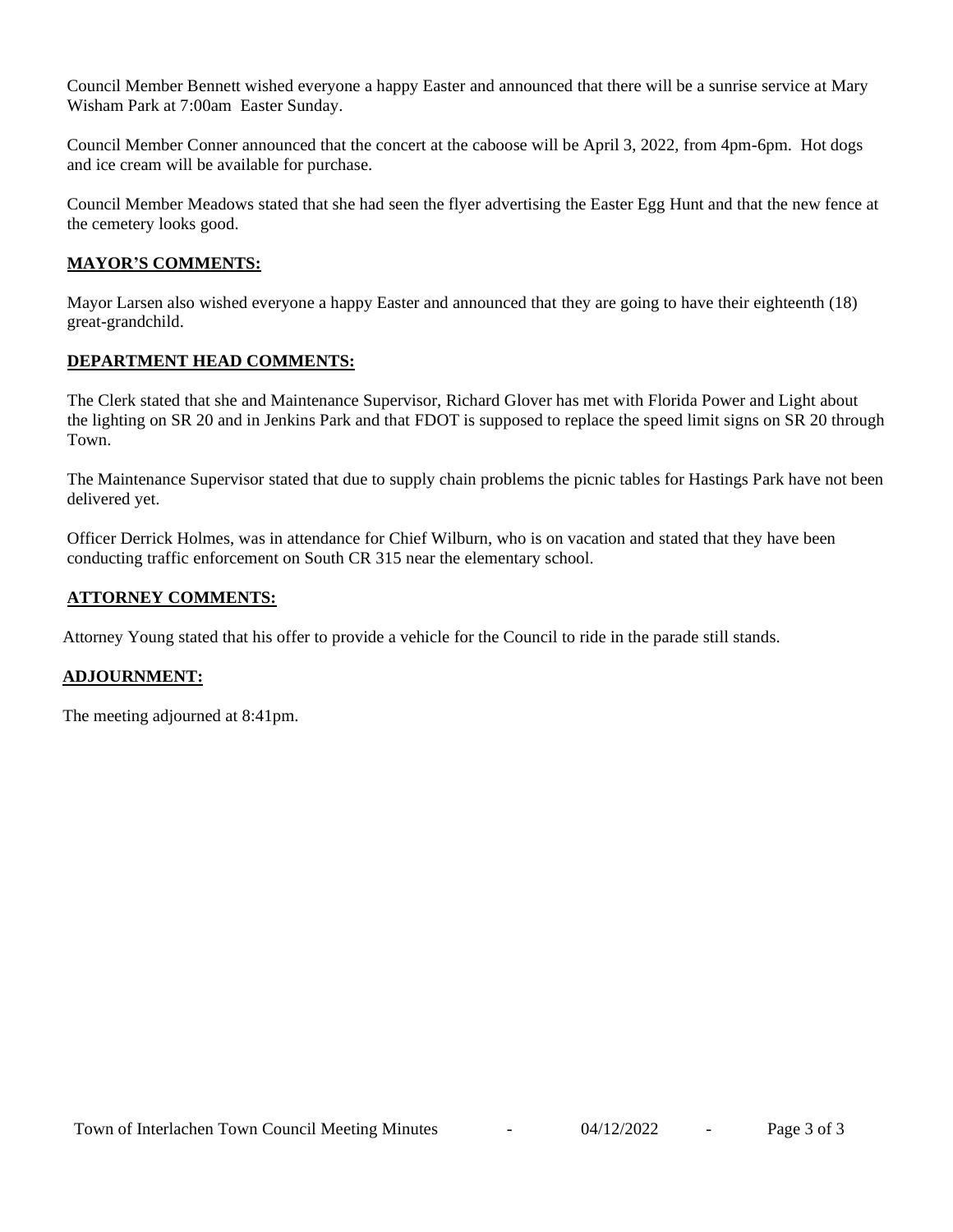Council Member Bennett wished everyone a happy Easter and announced that there will be a sunrise service at Mary Wisham Park at 7:00am Easter Sunday.

Council Member Conner announced that the concert at the caboose will be April 3, 2022, from 4pm-6pm. Hot dogs and ice cream will be available for purchase.

Council Member Meadows stated that she had seen the flyer advertising the Easter Egg Hunt and that the new fence at the cemetery looks good.

**MAYOR'S COMMENTS:**

Mayor Larsen also wished everyone a happy Easter and announced that they are going to have their eighteenth (18) great-grandchild.

**DEPARTMENT HEAD COMMENTS:**

The Clerk stated that she and Maintenance Supervisor, Richard Glover has met with Florida Power and Light about the lighting on SR 20 and in Jenkins Park and that FDOT is supposed to replace the speed limit signs on SR 20 through Town.

The Maintenance Supervisor stated that due to supply chain problems the picnic tables for Hastings Park have not been delivered yet.

Officer Derrick Holmes, was in attendance for Chief Wilburn, who is on vacation and stated that they have been conducting traffic enforcement on South CR 315 near the elementary school.

**ATTORNEY COMMENTS:**

Attorney Young stated that his offer to provide a vehicle for the Council to ride in the parade still stands.

**ADJOURNMENT:**

The meeting adjourned at 8:41pm.